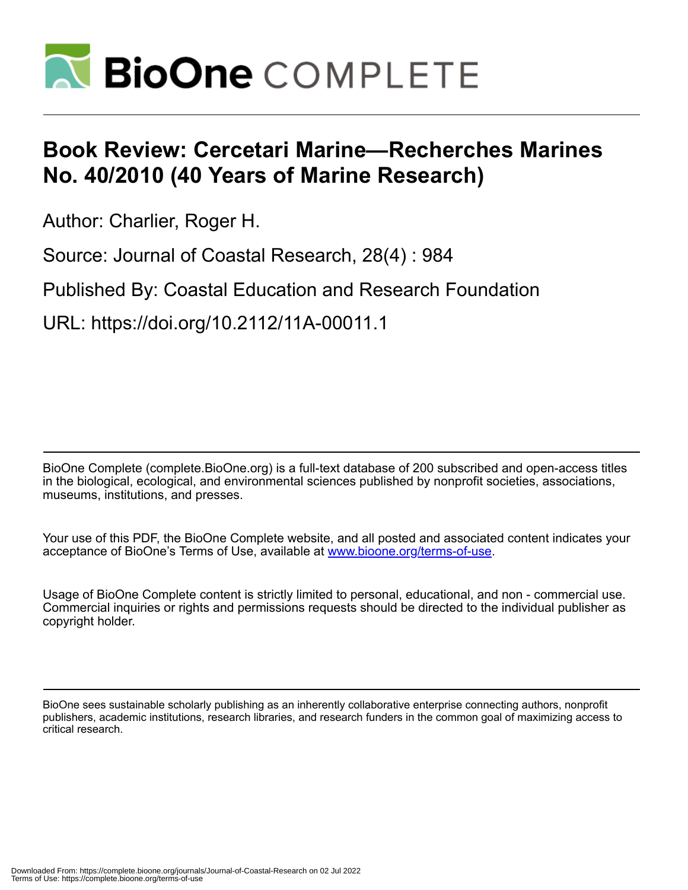# Book Review: Cercetari Marine—Recherches Marines No. 40/2010 (40 Years of Marine Research)

Author: Charlier, Roger H.

Source: Journal of Coastal Research, 28(4) : 984

Published By: Coastal Education and Research Foundation

URL: https://doi.org/10.2112/11A-00011.1

BioOne Complete (complete.BioOne.org) is a full-text database of 200 subscribed and open-access titles in the biological, ecological, and environmental sciences published by nonprofit societies, associations, museums, institutions, and presses.

Your use of this PDF, the BioOne Complete website, and all posted and associated content indicates your acceptance of BioOne's Terms of Use, available at www.bioone.org/terms-of-use.

Usage of BioOne Complete content is strictly limited to personal, educational, and non - commercial use. Commercial inquiries or rights and permissions requests should be directed to the individual publisher as copyright holder.

BioOne sees sustainable scholarly publishing as an inherently collaborative enterprise connecting authors, nonprofit publishers, academic institutions, research libraries, and research funders in the common goal of maximizing access to critical research.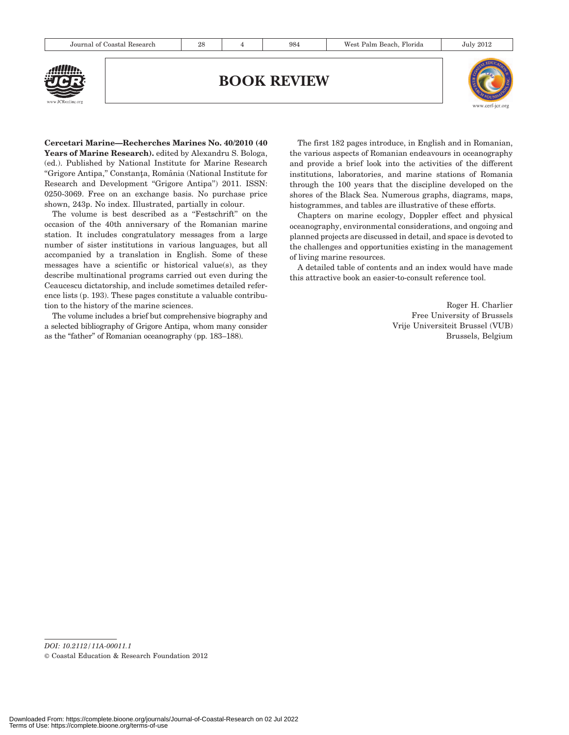# BOOK REVIEW

**Cercetari Marine—Recherches Marines No. 40/2010 (40 Years of Marine Research).** edited by Alexandru S. Bologa, (ed.). Published by National Institute for Marine Research "Grigore Antipa," Constanţa, România (National Institute for Research and Development "Grigore Antipa") 2011. ISSN: 0250-3069. Free on an exchange basis. No purchase price shown, 243p. No index. Illustrated, partially in colour.

The volume is best described as a "Festschrift" on the occasion of the 40th anniversary of the Romanian marine station. It includes congratulatory messages from a large number of sister institutions in various languages, but all accompanied by a translation in English. Some of these messages have a scientific or historical value(s), as they describe multinational programs carried out even during the Ceaucescu dictatorship, and include sometimes detailed reference lists (p. 193). These pages constitute a valuable contribution to the history of the marine sciences.

The volume includes a brief but comprehensive biography and a selected bibliography of Grigore Antipa, whom many consider as the "father" of Romanian oceanography (pp. 183–188).

The first 182 pages introduce, in English and in Romanian, the various aspects of Romanian endeavours in oceanography and provide a brief look into the activities of the different institutions, laboratories, and marine stations of Romania through the 100 years that the discipline developed on the shores of the Black Sea. Numerous graphs, diagrams, maps, histogrammes, and tables are illustrative of these efforts.

Chapters on marine ecology, Doppler effect and physical oceanography, environmental considerations, and ongoing and planned projects are discussed in detail, and space is devoted to the challenges and opportunities existing in the management of living marine resources.

A detailed table of contents and an index would have made this attractive book an easier-to-consult reference tool.

Roger H. Charlier
Free University of Brussels
Vrije Universiteit Brussel (VUB)
Brussels, Belgium

*DOI: 10.2112/11A-00011.1*
© Coastal Education & Research Foundation 2012